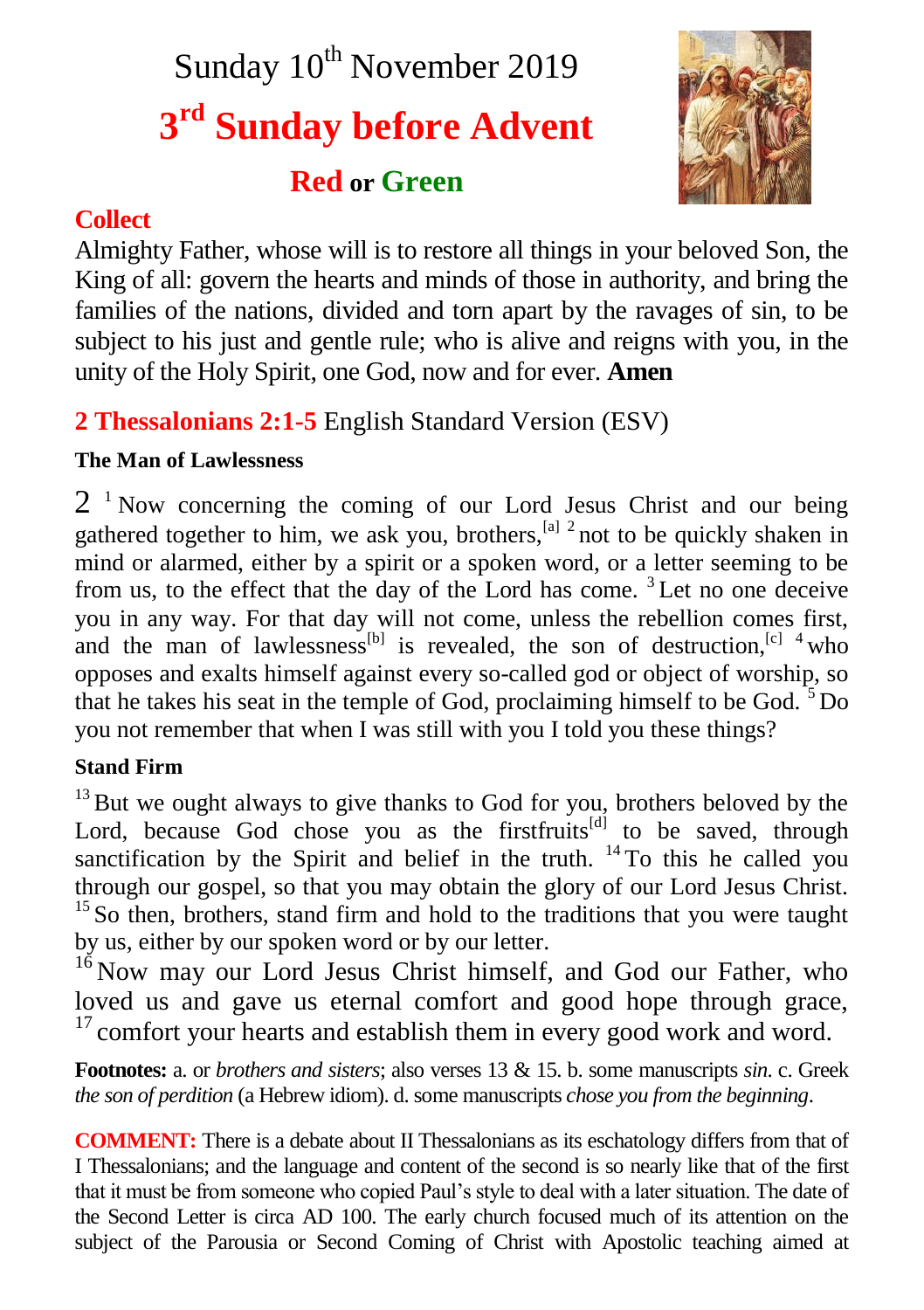# Sunday 10th November 2019

# 3rd Sunday before Advent

**Red or Green**

## Collect

Almighty Father, whose will is to restore all things in your beloved Son, the King of all: govern the hearts and minds of those in authority, and bring the families of the nations, divided and torn apart by the ravages of sin, to be subject to his just and gentle rule; who is alive and reigns with you, in the unity of the Holy Spirit, one God, now and for ever. **Amen**

## 2 Thessalonians 2:1-5 English Standard Version (ESV)

### The Man of Lawlessness

2 [1] Now concerning the coming of our Lord Jesus Christ and our being gathered together to him, we ask you, brothers,[a] [2] not to be quickly shaken in mind or alarmed, either by a spirit or a spoken word, or a letter seeming to be from us, to the effect that the day of the Lord has come. [3] Let no one deceive you in any way. For that day will not come, unless the rebellion comes first, and the man of lawlessness[b] is revealed, the son of destruction,[c] [4] who opposes and exalts himself against every so-called god or object of worship, so that he takes his seat in the temple of God, proclaiming himself to be God. [5] Do you not remember that when I was still with you I told you these things?

### Stand Firm

[13] But we ought always to give thanks to God for you, brothers beloved by the Lord, because God chose you as the firstfruits[d] to be saved, through sanctification by the Spirit and belief in the truth. [14] To this he called you through our gospel, so that you may obtain the glory of our Lord Jesus Christ. [15] So then, brothers, stand firm and hold to the traditions that you were taught by us, either by our spoken word or by our letter.

[16] Now may our Lord Jesus Christ himself, and God our Father, who loved us and gave us eternal comfort and good hope through grace, [17] comfort your hearts and establish them in every good work and word.

**Footnotes:** a. or *brothers and sisters*; also verses 13 & 15. b. some manuscripts *sin*. c. Greek *the son of perdition* (a Hebrew idiom). d. some manuscripts *chose you from the beginning*.

**COMMENT:** There is a debate about II Thessalonians as its eschatology differs from that of I Thessalonians; and the language and content of the second is so nearly like that of the first that it must be from someone who copied Paul's style to deal with a later situation. The date of the Second Letter is circa AD 100. The early church focused much of its attention on the subject of the Parousia or Second Coming of Christ with Apostolic teaching aimed at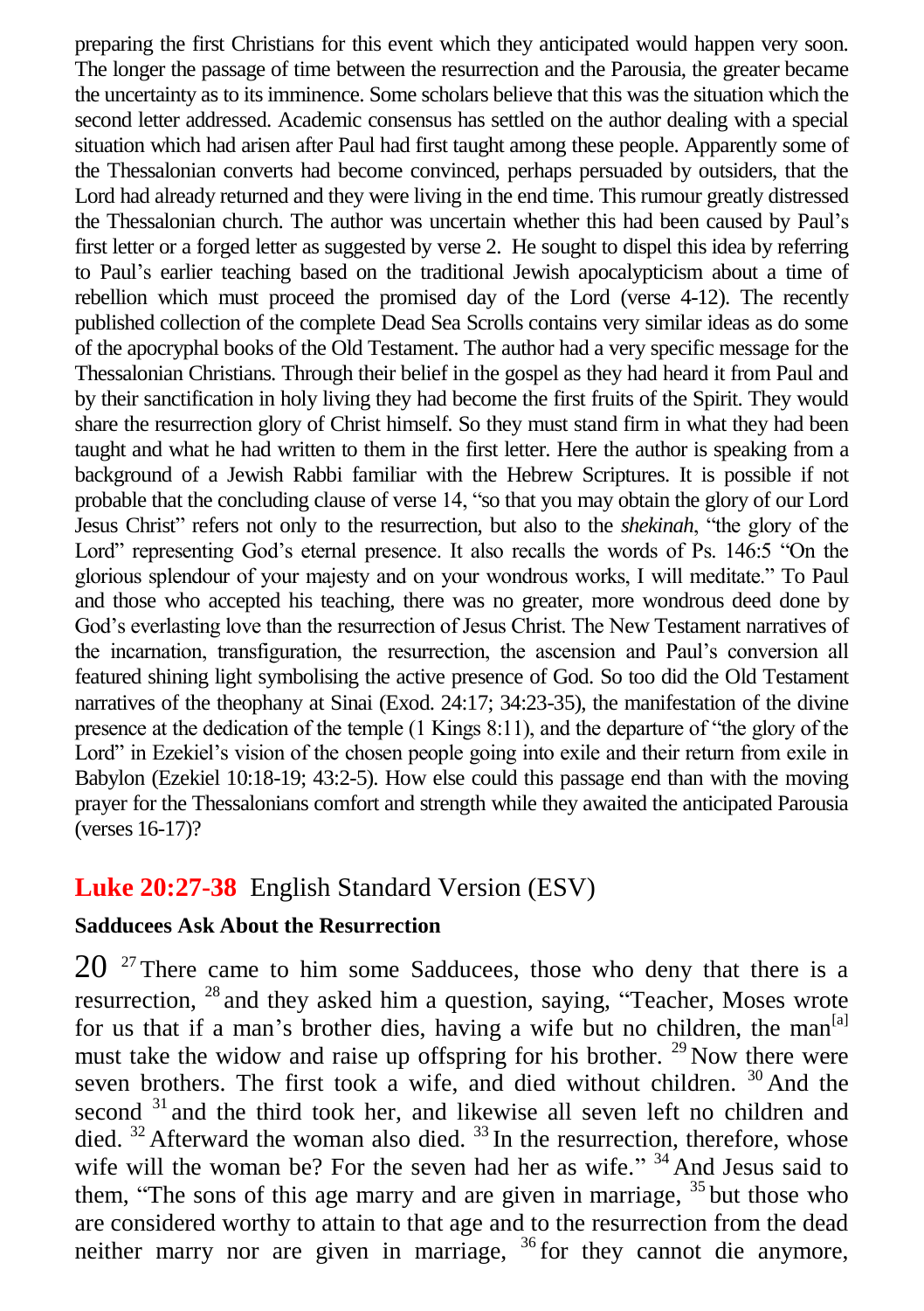preparing the first Christians for this event which they anticipated would happen very soon. The longer the passage of time between the resurrection and the Parousia, the greater became the uncertainty as to its imminence. Some scholars believe that this was the situation which the second letter addressed. Academic consensus has settled on the author dealing with a special situation which had arisen after Paul had first taught among these people. Apparently some of the Thessalonian converts had become convinced, perhaps persuaded by outsiders, that the Lord had already returned and they were living in the end time. This rumour greatly distressed the Thessalonian church. The author was uncertain whether this had been caused by Paul's first letter or a forged letter as suggested by verse 2. He sought to dispel this idea by referring to Paul's earlier teaching based on the traditional Jewish apocalypticism about a time of rebellion which must proceed the promised day of the Lord (verse 4-12). The recently published collection of the complete Dead Sea Scrolls contains very similar ideas as do some of the apocryphal books of the Old Testament. The author had a very specific message for the Thessalonian Christians. Through their belief in the gospel as they had heard it from Paul and by their sanctification in holy living they had become the first fruits of the Spirit. They would share the resurrection glory of Christ himself. So they must stand firm in what they had been taught and what he had written to them in the first letter. Here the author is speaking from a background of a Jewish Rabbi familiar with the Hebrew Scriptures. It is possible if not probable that the concluding clause of verse 14, "so that you may obtain the glory of our Lord Jesus Christ" refers not only to the resurrection, but also to the *shekinah*, "the glory of the Lord" representing God's eternal presence. It also recalls the words of Ps. 146:5 "On the glorious splendour of your majesty and on your wondrous works, I will meditate." To Paul and those who accepted his teaching, there was no greater, more wondrous deed done by God's everlasting love than the resurrection of Jesus Christ. The New Testament narratives of the incarnation, transfiguration, the resurrection, the ascension and Paul's conversion all featured shining light symbolising the active presence of God. So too did the Old Testament narratives of the theophany at Sinai (Exod. 24:17; 34:23-35), the manifestation of the divine presence at the dedication of the temple (1 Kings 8:11), and the departure of "the glory of the Lord" in Ezekiel's vision of the chosen people going into exile and their return from exile in Babylon (Ezekiel 10:18-19; 43:2-5). How else could this passage end than with the moving prayer for the Thessalonians comfort and strength while they awaited the anticipated Parousia (verses 16-17)?

## Luke 20:27-38 English Standard Version (ESV)

### Sadducees Ask About the Resurrection

20 [27] There came to him some Sadducees, those who deny that there is a resurrection, [28] and they asked him a question, saying, "Teacher, Moses wrote for us that if a man's brother dies, having a wife but no children, the man[a] must take the widow and raise up offspring for his brother. [29] Now there were seven brothers. The first took a wife, and died without children. [30] And the second [31] and the third took her, and likewise all seven left no children and died. [32] Afterward the woman also died. [33] In the resurrection, therefore, whose wife will the woman be? For the seven had her as wife." [34] And Jesus said to them, "The sons of this age marry and are given in marriage, [35] but those who are considered worthy to attain to that age and to the resurrection from the dead neither marry nor are given in marriage, [36] for they cannot die anymore,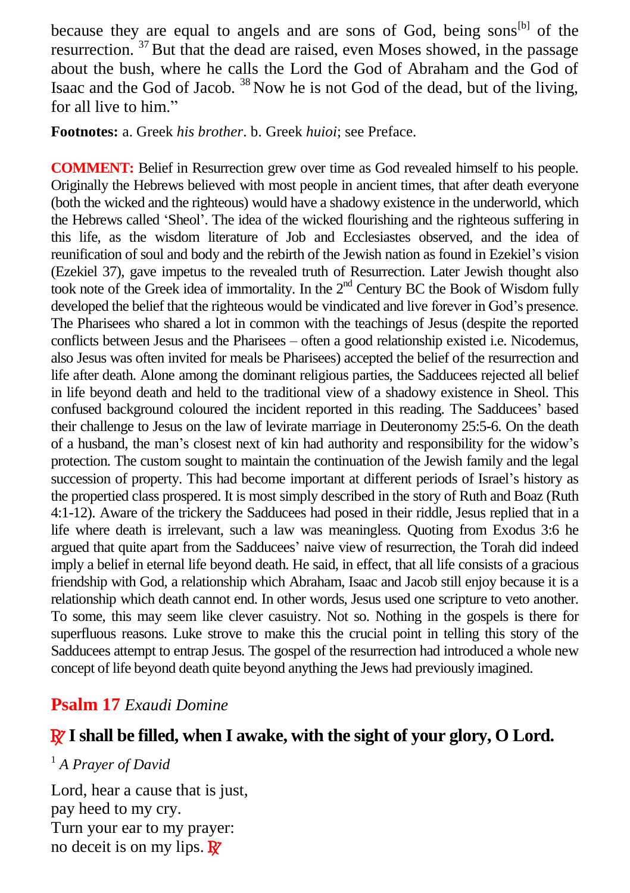because they are equal to angels and are sons of God, being sons[b] of the resurrection. 37 But that the dead are raised, even Moses showed, in the passage about the bush, where he calls the Lord the God of Abraham and the God of Isaac and the God of Jacob. 38 Now he is not God of the dead, but of the living, for all live to him."

**Footnotes:** a. Greek *his brother*. b. Greek *huioi*; see Preface.

**COMMENT:** Belief in Resurrection grew over time as God revealed himself to his people. Originally the Hebrews believed with most people in ancient times, that after death everyone (both the wicked and the righteous) would have a shadowy existence in the underworld, which the Hebrews called 'Sheol'. The idea of the wicked flourishing and the righteous suffering in this life, as the wisdom literature of Job and Ecclesiastes observed, and the idea of reunification of soul and body and the rebirth of the Jewish nation as found in Ezekiel's vision (Ezekiel 37), gave impetus to the revealed truth of Resurrection. Later Jewish thought also took note of the Greek idea of immortality. In the 2nd Century BC the Book of Wisdom fully developed the belief that the righteous would be vindicated and live forever in God's presence. The Pharisees who shared a lot in common with the teachings of Jesus (despite the reported conflicts between Jesus and the Pharisees – often a good relationship existed i.e. Nicodemus, also Jesus was often invited for meals be Pharisees) accepted the belief of the resurrection and life after death. Alone among the dominant religious parties, the Sadducees rejected all belief in life beyond death and held to the traditional view of a shadowy existence in Sheol. This confused background coloured the incident reported in this reading. The Sadducees' based their challenge to Jesus on the law of levirate marriage in Deuteronomy 25:5-6. On the death of a husband, the man's closest next of kin had authority and responsibility for the widow's protection. The custom sought to maintain the continuation of the Jewish family and the legal succession of property. This had become important at different periods of Israel's history as the propertied class prospered. It is most simply described in the story of Ruth and Boaz (Ruth 4:1-12). Aware of the trickery the Sadducees had posed in their riddle, Jesus replied that in a life where death is irrelevant, such a law was meaningless. Quoting from Exodus 3:6 he argued that quite apart from the Sadducees' naive view of resurrection, the Torah did indeed imply a belief in eternal life beyond death. He said, in effect, that all life consists of a gracious friendship with God, a relationship which Abraham, Isaac and Jacob still enjoy because it is a relationship which death cannot end. In other words, Jesus used one scripture to veto another. To some, this may seem like clever casuistry. Not so. Nothing in the gospels is there for superfluous reasons. Luke strove to make this the crucial point in telling this story of the Sadducees attempt to entrap Jesus. The gospel of the resurrection had introduced a whole new concept of life beyond death quite beyond anything the Jews had previously imagined.

## Psalm 17 *Exaudi Domine*

### ℟ I shall be filled, when I awake, with the sight of your glory, O Lord.

1 *A Prayer of David*

Lord, hear a cause that is just,
pay heed to my cry.
Turn your ear to my prayer:
no deceit is on my lips. ℟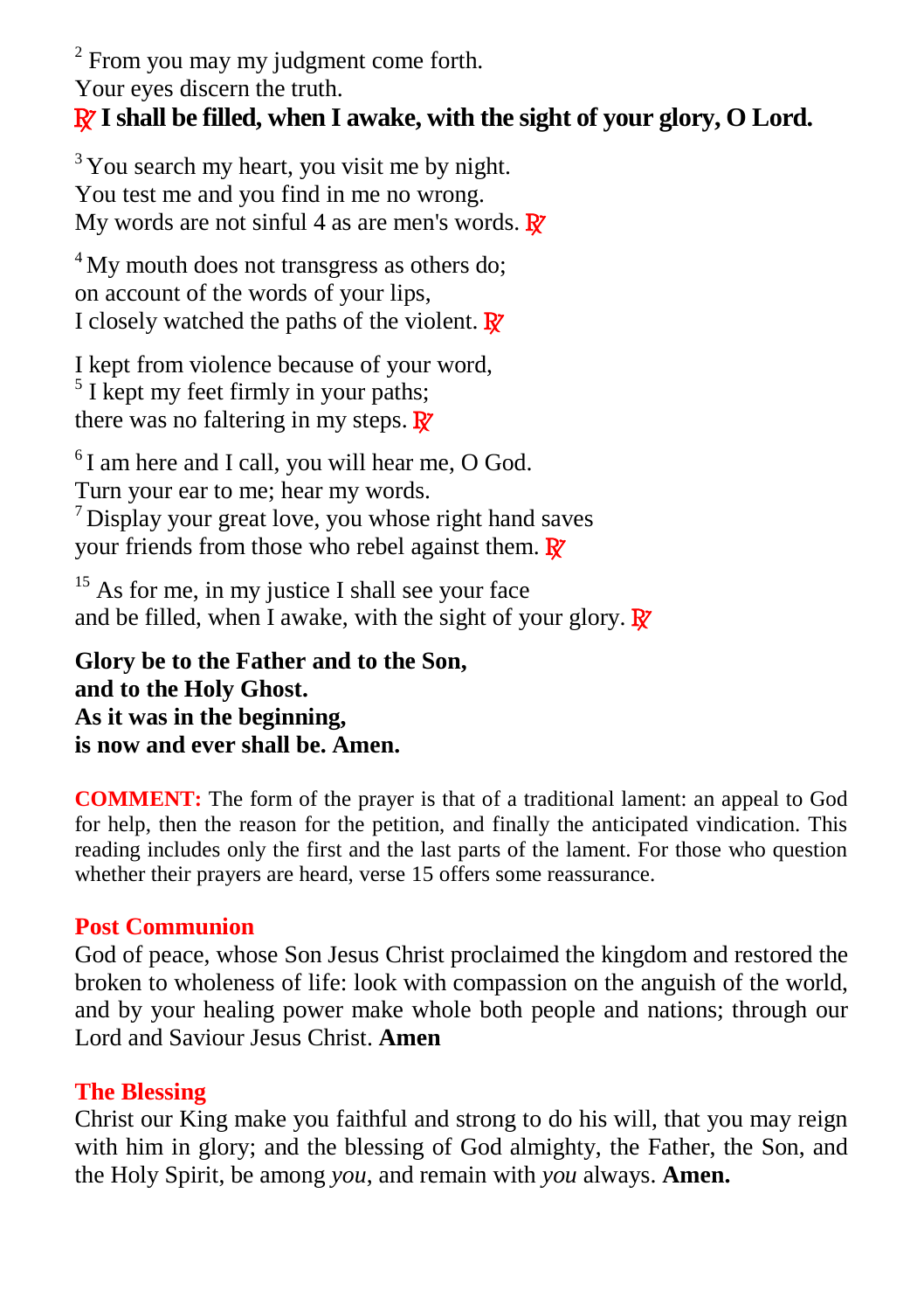[2] From you may my judgment come forth.
Your eyes discern the truth.
℟ **I shall be filled, when I awake, with the sight of your glory, O Lord.**

[3] You search my heart, you visit me by night.
You test me and you find in me no wrong.
My words are not sinful 4 as are men's words. ℟

[4] My mouth does not transgress as others do;
on account of the words of your lips,
I closely watched the paths of the violent. ℟

I kept from violence because of your word,
[5] I kept my feet firmly in your paths;
there was no faltering in my steps. ℟

[6] I am here and I call, you will hear me, O God.
Turn your ear to me; hear my words.
[7] Display your great love, you whose right hand saves
your friends from those who rebel against them. ℟

[15] As for me, in my justice I shall see your face
and be filled, when I awake, with the sight of your glory. ℟

**Glory be to the Father and to the Son,**
**and to the Holy Ghost.**
**As it was in the beginning,**
**is now and ever shall be. Amen.**

**COMMENT:** The form of the prayer is that of a traditional lament: an appeal to God for help, then the reason for the petition, and finally the anticipated vindication. This reading includes only the first and the last parts of the lament. For those who question whether their prayers are heard, verse 15 offers some reassurance.

## Post Communion

God of peace, whose Son Jesus Christ proclaimed the kingdom and restored the broken to wholeness of life: look with compassion on the anguish of the world, and by your healing power make whole both people and nations; through our Lord and Saviour Jesus Christ. **Amen**

## The Blessing

Christ our King make you faithful and strong to do his will, that you may reign with him in glory; and the blessing of God almighty, the Father, the Son, and the Holy Spirit, be among *you*, and remain with *you* always. **Amen.**